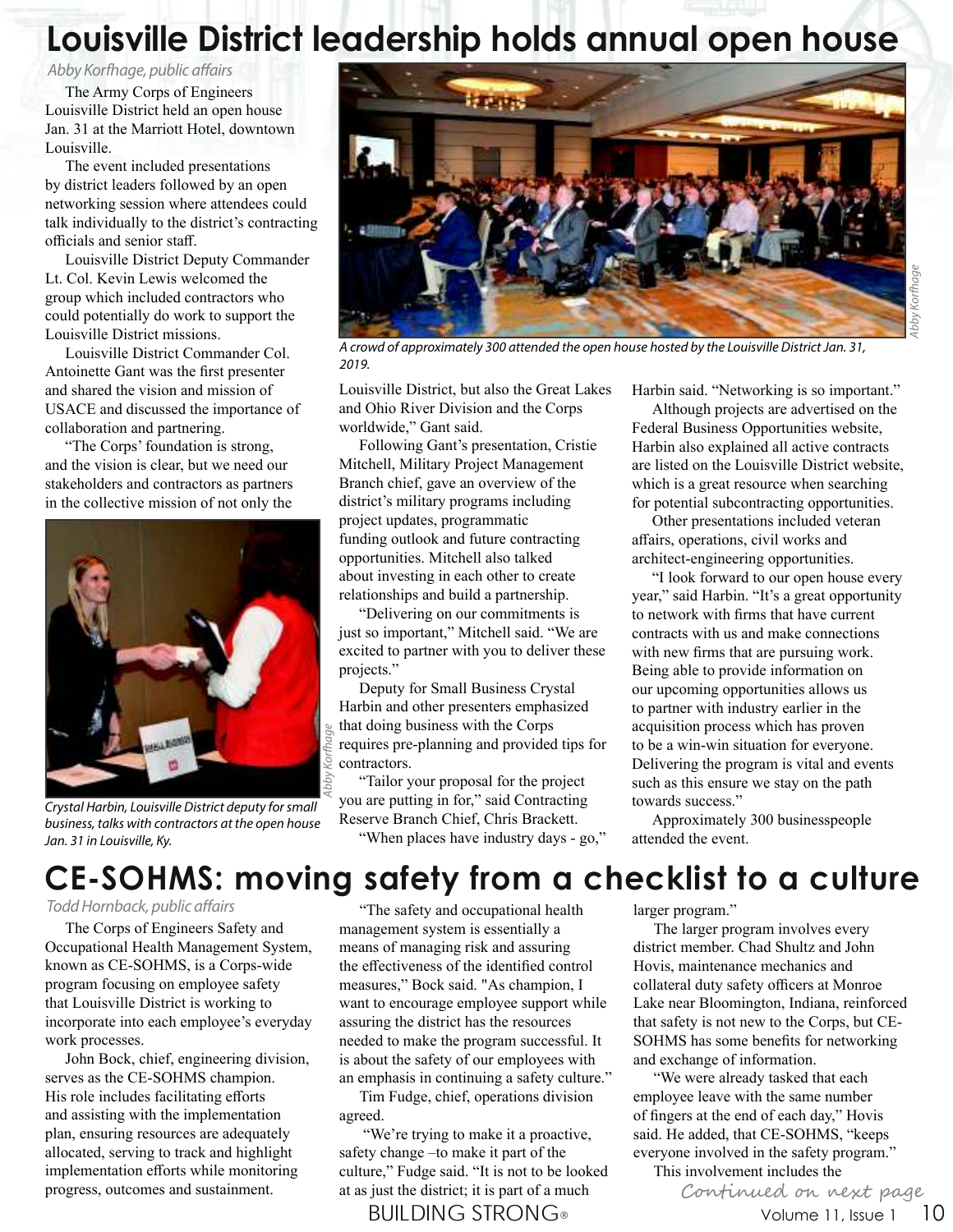# Louisville District leadership holds annual open house

*Abby Korfhage, public affairs*

The Army Corps of Engineers Louisville District held an open house Jan. 31 at the Marriott Hotel, downtown Louisville.

The event included presentations by district leaders followed by an open networking session where attendees could talk individually to the district's contracting officials and senior staff.

Louisville District Deputy Commander Lt. Col. Kevin Lewis welcomed the group which included contractors who could potentially do work to support the Louisville District missions.

Louisville District Commander Col. Antoinette Gant was the first presenter and shared the vision and mission of USACE and discussed the importance of collaboration and partnering.

"The Corps' foundation is strong, and the vision is clear, but we need our stakeholders and contractors as partners in the collective mission of not only the Louisville District, but also the Great Lakes and Ohio River Division and the Corps worldwide," Gant said.

*A crowd of approximately 300 attended the open house hosted by the Louisville District Jan. 31, 2019.*

*Crystal Harbin, Louisville District deputy for small business, talks with contractors at the open house Jan. 31 in Louisville, Ky.*

Following Gant's presentation, Cristie Mitchell, Military Project Management Branch chief, gave an overview of the district's military programs including project updates, programmatic funding outlook and future contracting opportunities. Mitchell also talked about investing in each other to create relationships and build a partnership.

"Delivering on our commitments is just so important," Mitchell said. "We are excited to partner with you to deliver these projects."

Deputy for Small Business Crystal Harbin and other presenters emphasized that doing business with the Corps requires pre-planning and provided tips for contractors.

"Tailor your proposal for the project you are putting in for," said Contracting Reserve Branch Chief, Chris Brackett.

"When places have industry days - go," Harbin said. "Networking is so important."

Although projects are advertised on the Federal Business Opportunities website, Harbin also explained all active contracts are listed on the Louisville District website, which is a great resource when searching for potential subcontracting opportunities.

Other presentations included veteran affairs, operations, civil works and architect-engineering opportunities.

"I look forward to our open house every year," said Harbin. "It's a great opportunity to network with firms that have current contracts with us and make connections with new firms that are pursuing work. Being able to provide information on our upcoming opportunities allows us to partner with industry earlier in the acquisition process which has proven to be a win-win situation for everyone. Delivering the program is vital and events such as this ensure we stay on the path towards success."

Approximately 300 businesspeople attended the event.

# CE-SOHMS: moving safety from a checklist to a culture

*Todd Hornback, public affairs*

The Corps of Engineers Safety and Occupational Health Management System, known as CE-SOHMS, is a Corps-wide program focusing on employee safety that Louisville District is working to incorporate into each employee's everyday work processes.

John Bock, chief, engineering division, serves as the CE-SOHMS champion. His role includes facilitating efforts and assisting with the implementation plan, ensuring resources are adequately allocated, serving to track and highlight implementation efforts while monitoring progress, outcomes and sustainment.

"The safety and occupational health management system is essentially a means of managing risk and assuring the effectiveness of the identified control measures," Bock said. "As champion, I want to encourage employee support while assuring the district has the resources needed to make the program successful. It is about the safety of our employees with an emphasis in continuing a safety culture."

Tim Fudge, chief, operations division agreed.

"We're trying to make it a proactive, safety change –to make it part of the culture," Fudge said. "It is not to be looked at as just the district; it is part of a much larger program."

The larger program involves every district member. Chad Shultz and John Hovis, maintenance mechanics and collateral duty safety officers at Monroe Lake near Bloomington, Indiana, reinforced that safety is not new to the Corps, but CE-SOHMS has some benefits for networking and exchange of information.

"We were already tasked that each employee leave with the same number of fingers at the end of each day," Hovis said. He added, that CE-SOHMS, "keeps everyone involved in the safety program."

This involvement includes the

*Continued on next page*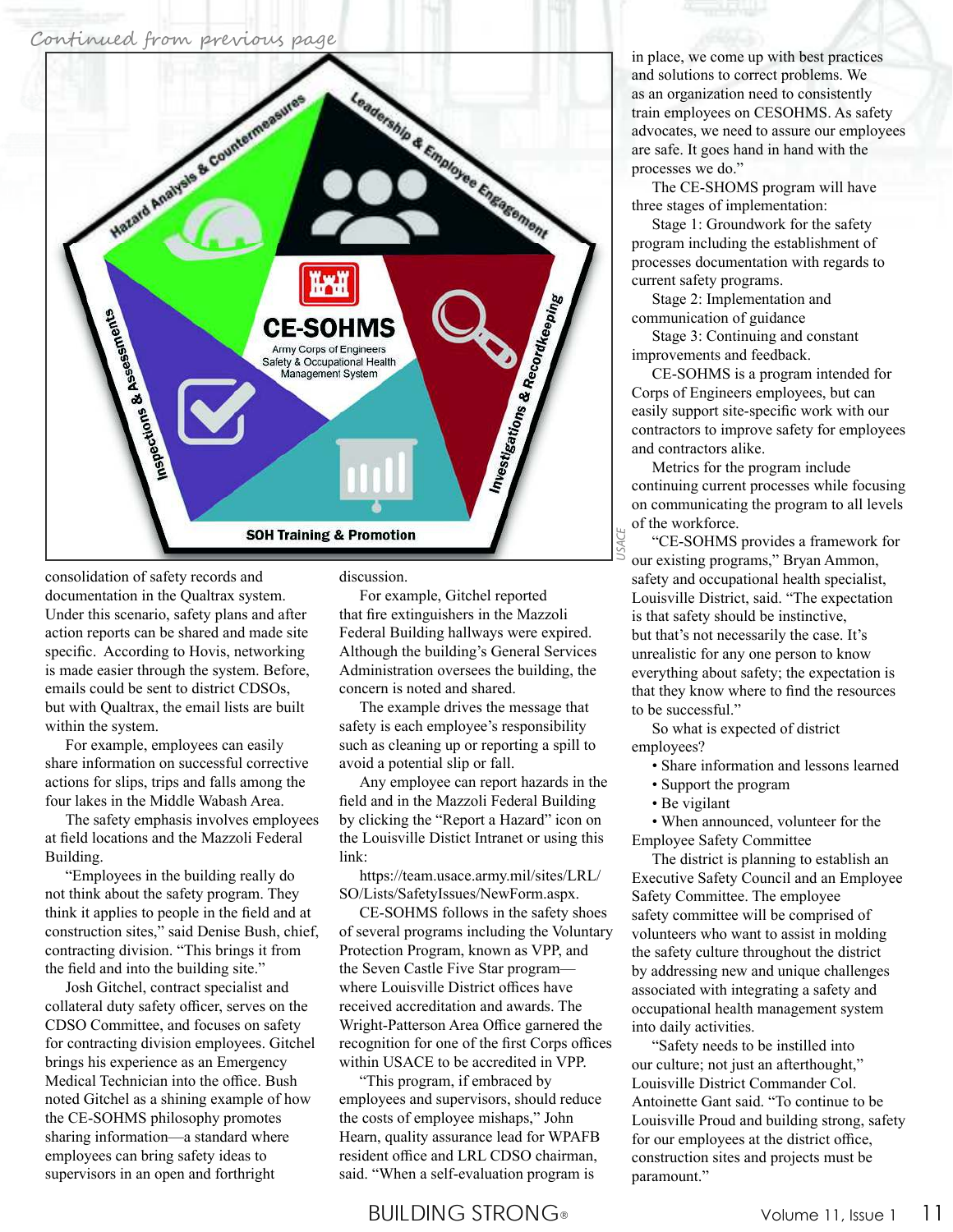*Continued from previous page*

Hazard Analysis & Countermeasures

Leadership & Employee Engagement

CE-SOHMS

Army Corps of Engineers Safety & Occupational Health Management System

Inspections & Assessments

Investigations & Recordkeeping

SOH Training & Promotion

USACE

consolidation of safety records and documentation in the Qualtrax system. Under this scenario, safety plans and after action reports can be shared and made site specific. According to Hovis, networking is made easier through the system. Before, emails could be sent to district CDSOs, but with Qualtrax, the email lists are built within the system.

For example, employees can easily share information on successful corrective actions for slips, trips and falls among the four lakes in the Middle Wabash Area.

The safety emphasis involves employees at field locations and the Mazzoli Federal Building.

"Employees in the building really do not think about the safety program. They think it applies to people in the field and at construction sites," said Denise Bush, chief, contracting division. "This brings it from the field and into the building site."

Josh Gitchel, contract specialist and collateral duty safety officer, serves on the CDSO Committee, and focuses on safety for contracting division employees. Gitchel brings his experience as an Emergency Medical Technician into the office. Bush noted Gitchel as a shining example of how the CE-SOHMS philosophy promotes sharing information—a standard where employees can bring safety ideas to supervisors in an open and forthright discussion.

For example, Gitchel reported that fire extinguishers in the Mazzoli Federal Building hallways were expired. Although the building's General Services Administration oversees the building, the concern is noted and shared.

The example drives the message that safety is each employee's responsibility such as cleaning up or reporting a spill to avoid a potential slip or fall.

Any employee can report hazards in the field and in the Mazzoli Federal Building by clicking the "Report a Hazard" icon on the Louisville Distict Intranet or using this link:

https://team.usace.army.mil/sites/LRL/SO/Lists/SafetyIssues/NewForm.aspx.

CE-SOHMS follows in the safety shoes of several programs including the Voluntary Protection Program, known as VPP, and the Seven Castle Five Star program—where Louisville District offices have received accreditation and awards. The Wright-Patterson Area Office garnered the recognition for one of the first Corps offices within USACE to be accredited in VPP.

"This program, if embraced by employees and supervisors, should reduce the costs of employee mishaps," John Hearn, quality assurance lead for WPAFB resident office and LRL CDSO chairman, said. "When a self-evaluation program is in place, we come up with best practices and solutions to correct problems. We as an organization need to consistently train employees on CESOHMS. As safety advocates, we need to assure our employees are safe. It goes hand in hand with the processes we do."

The CE-SHOMS program will have three stages of implementation:

Stage 1: Groundwork for the safety program including the establishment of processes documentation with regards to current safety programs.

Stage 2: Implementation and communication of guidance

Stage 3: Continuing and constant improvements and feedback.

CE-SOHMS is a program intended for Corps of Engineers employees, but can easily support site-specific work with our contractors to improve safety for employees and contractors alike.

Metrics for the program include continuing current processes while focusing on communicating the program to all levels of the workforce.

"CE-SOHMS provides a framework for our existing programs," Bryan Ammon, safety and occupational health specialist, Louisville District, said. "The expectation is that safety should be instinctive, but that's not necessarily the case. It's unrealistic for any one person to know everything about safety; the expectation is that they know where to find the resources to be successful."

So what is expected of district employees?

- Share information and lessons learned
- Support the program
- Be vigilant
- When announced, volunteer for the Employee Safety Committee

The district is planning to establish an Executive Safety Council and an Employee Safety Committee. The employee safety committee will be comprised of volunteers who want to assist in molding the safety culture throughout the district by addressing new and unique challenges associated with integrating a safety and occupational health management system into daily activities.

"Safety needs to be instilled into our culture; not just an afterthought," Louisville District Commander Col. Antoinette Gant said. "To continue to be Louisville Proud and building strong, safety for our employees at the district office, construction sites and projects must be paramount."